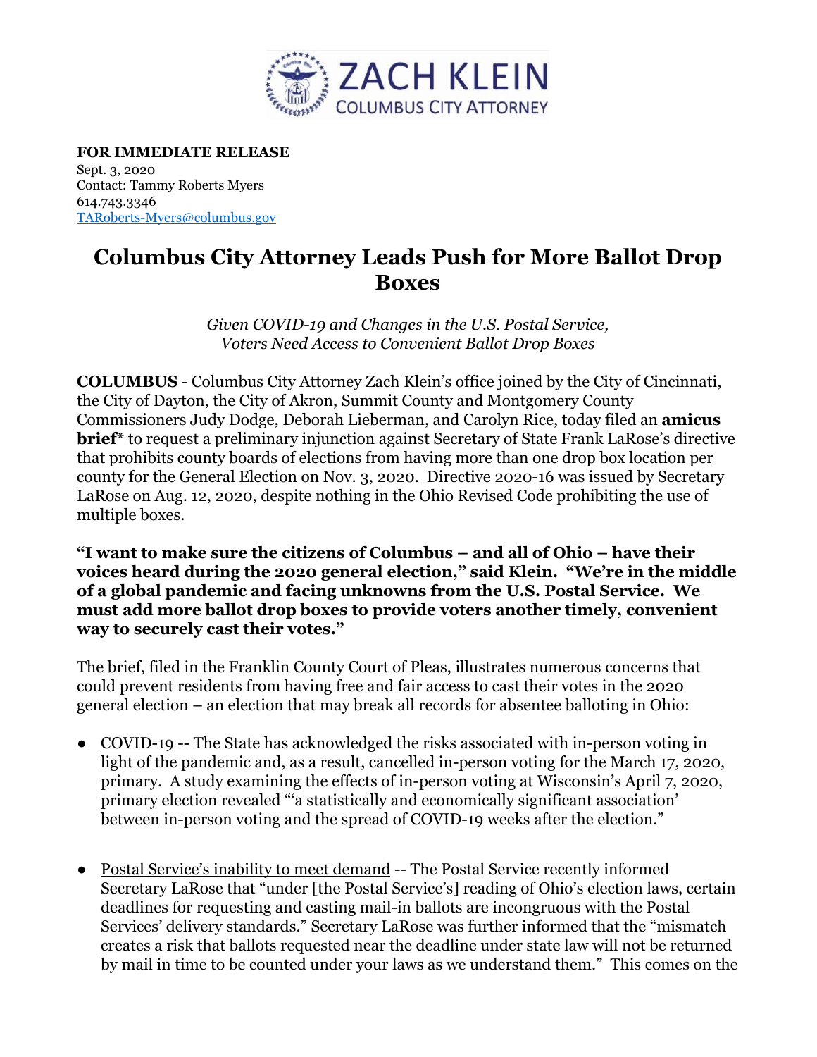ZACH KLEIN
COLUMBUS CITY ATTORNEY

**FOR IMMEDIATE RELEASE**
Sept. 3, 2020
Contact: Tammy Roberts Myers
614.743.3346
TARoberts-Myers@columbus.gov

# Columbus City Attorney Leads Push for More Ballot Drop Boxes

*Given COVID-19 and Changes in the U.S. Postal Service, Voters Need Access to Convenient Ballot Drop Boxes*

**COLUMBUS** - Columbus City Attorney Zach Klein's office joined by the City of Cincinnati, the City of Dayton, the City of Akron, Summit County and Montgomery County Commissioners Judy Dodge, Deborah Lieberman, and Carolyn Rice, today filed an **amicus brief*** to request a preliminary injunction against Secretary of State Frank LaRose's directive that prohibits county boards of elections from having more than one drop box location per county for the General Election on Nov. 3, 2020. Directive 2020-16 was issued by Secretary LaRose on Aug. 12, 2020, despite nothing in the Ohio Revised Code prohibiting the use of multiple boxes.

**"I want to make sure the citizens of Columbus – and all of Ohio – have their voices heard during the 2020 general election," said Klein. "We're in the middle of a global pandemic and facing unknowns from the U.S. Postal Service. We must add more ballot drop boxes to provide voters another timely, convenient way to securely cast their votes."**

The brief, filed in the Franklin County Court of Pleas, illustrates numerous concerns that could prevent residents from having free and fair access to cast their votes in the 2020 general election – an election that may break all records for absentee balloting in Ohio:

- COVID-19 -- The State has acknowledged the risks associated with in-person voting in light of the pandemic and, as a result, cancelled in-person voting for the March 17, 2020, primary. A study examining the effects of in-person voting at Wisconsin's April 7, 2020, primary election revealed "'a statistically and economically significant association' between in-person voting and the spread of COVID-19 weeks after the election."

- Postal Service's inability to meet demand -- The Postal Service recently informed Secretary LaRose that "under [the Postal Service's] reading of Ohio's election laws, certain deadlines for requesting and casting mail-in ballots are incongruous with the Postal Services' delivery standards." Secretary LaRose was further informed that the "mismatch creates a risk that ballots requested near the deadline under state law will not be returned by mail in time to be counted under your laws as we understand them." This comes on the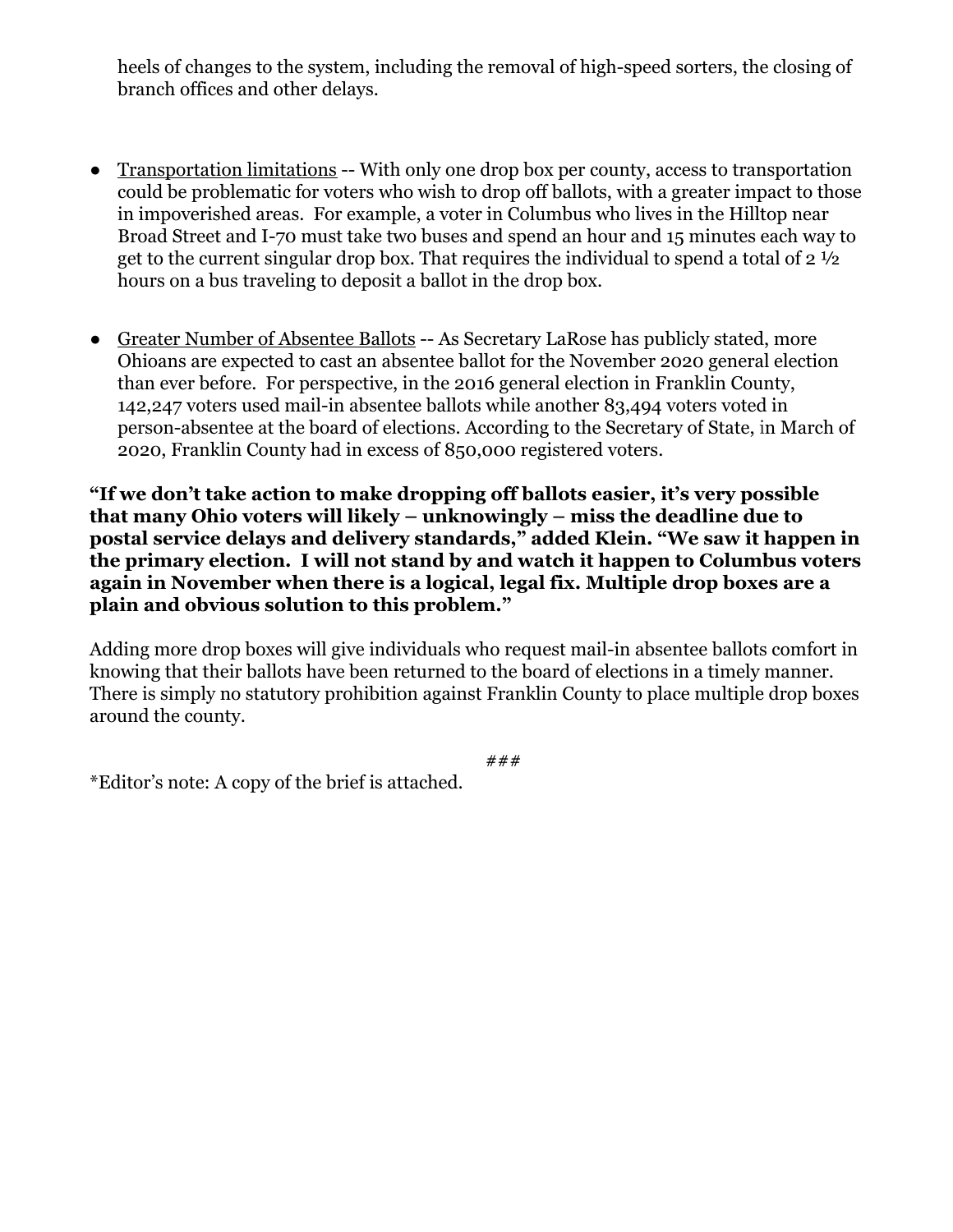heels of changes to the system, including the removal of high-speed sorters, the closing of branch offices and other delays.

- Transportation limitations -- With only one drop box per county, access to transportation could be problematic for voters who wish to drop off ballots, with a greater impact to those in impoverished areas. For example, a voter in Columbus who lives in the Hilltop near Broad Street and I-70 must take two buses and spend an hour and 15 minutes each way to get to the current singular drop box. That requires the individual to spend a total of 2 ½ hours on a bus traveling to deposit a ballot in the drop box.

- Greater Number of Absentee Ballots -- As Secretary LaRose has publicly stated, more Ohioans are expected to cast an absentee ballot for the November 2020 general election than ever before. For perspective, in the 2016 general election in Franklin County, 142,247 voters used mail-in absentee ballots while another 83,494 voters voted in person-absentee at the board of elections. According to the Secretary of State, in March of 2020, Franklin County had in excess of 850,000 registered voters.

**"If we don't take action to make dropping off ballots easier, it's very possible that many Ohio voters will likely – unknowingly – miss the deadline due to postal service delays and delivery standards," added Klein. "We saw it happen in the primary election. I will not stand by and watch it happen to Columbus voters again in November when there is a logical, legal fix. Multiple drop boxes are a plain and obvious solution to this problem."**

Adding more drop boxes will give individuals who request mail-in absentee ballots comfort in knowing that their ballots have been returned to the board of elections in a timely manner. There is simply no statutory prohibition against Franklin County to place multiple drop boxes around the county.

###

*Editor's note: A copy of the brief is attached.